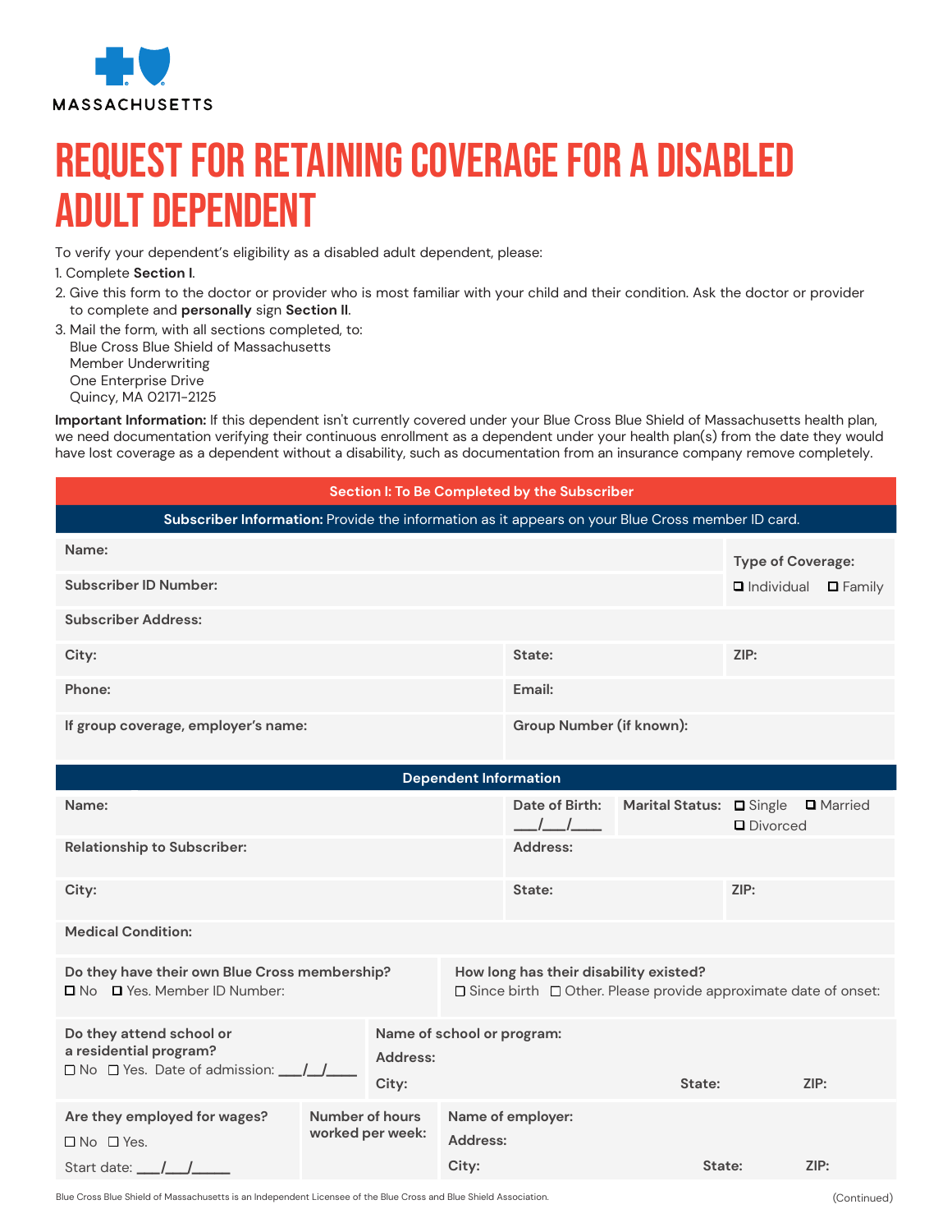MASSACHUSETTS

# REQUEST FOR RETAINING COVERAGE FOR A DISABLED ADULT DEPENDENT

To verify your dependent's eligibility as a disabled adult dependent, please:

1. Complete **Section I**.
2. Give this form to the doctor or provider who is most familiar with your child and their condition. Ask the doctor or provider to complete and **personally** sign **Section II**.
3. Mail the form, with all sections completed, to:
   Blue Cross Blue Shield of Massachusetts
   Member Underwriting
   One Enterprise Drive
   Quincy, MA 02171-2125

**Important Information:** If this dependent isn't currently covered under your Blue Cross Blue Shield of Massachusetts health plan, we need documentation verifying their continuous enrollment as a dependent under your health plan(s) from the date they would have lost coverage as a dependent without a disability, such as documentation from an insurance company remove completely.

## Section I: To Be Completed by the Subscriber

**Subscriber Information:** Provide the information as it appears on your Blue Cross member ID card.

| | | |
|---|---|---|
| **Name:** | | **Type of Coverage:** ☐ Individual ☐ Family |
| **Subscriber ID Number:** | | |
| **Subscriber Address:** | | |
| **City:** | **State:** | **ZIP:** |
| **Phone:** | **Email:** | |
| **If group coverage, employer's name:** | **Group Number (if known):** | |

**Dependent Information**

| | | | |
|---|---|---|---|
| **Name:** | **Date of Birth:** ___/___/____ | **Marital Status:** ☐ Single ☐ Married ☐ Divorced | |
| **Relationship to Subscriber:** | **Address:** | | |
| **City:** | **State:** | **ZIP:** | |
| **Medical Condition:** | | | |
| **Do they have their own Blue Cross membership?** ☐ No ☐ Yes. Member ID Number: | **How long has their disability existed?** ☐ Since birth ☐ Other. Please provide approximate date of onset: | | |
| **Do they attend school or a residential program?** ☐ No ☐ Yes. Date of admission: ___/__/____ | **Name of school or program:** **Address:** **City:** **State:** **ZIP:** | | |
| **Are they employed for wages?** ☐ No ☐ Yes. Start date: ___/___/_____ | **Number of hours worked per week:** | **Name of employer:** **Address:** **City:** **State:** **ZIP:** | |

Blue Cross Blue Shield of Massachusetts is an Independent Licensee of the Blue Cross and Blue Shield Association.

(Continued)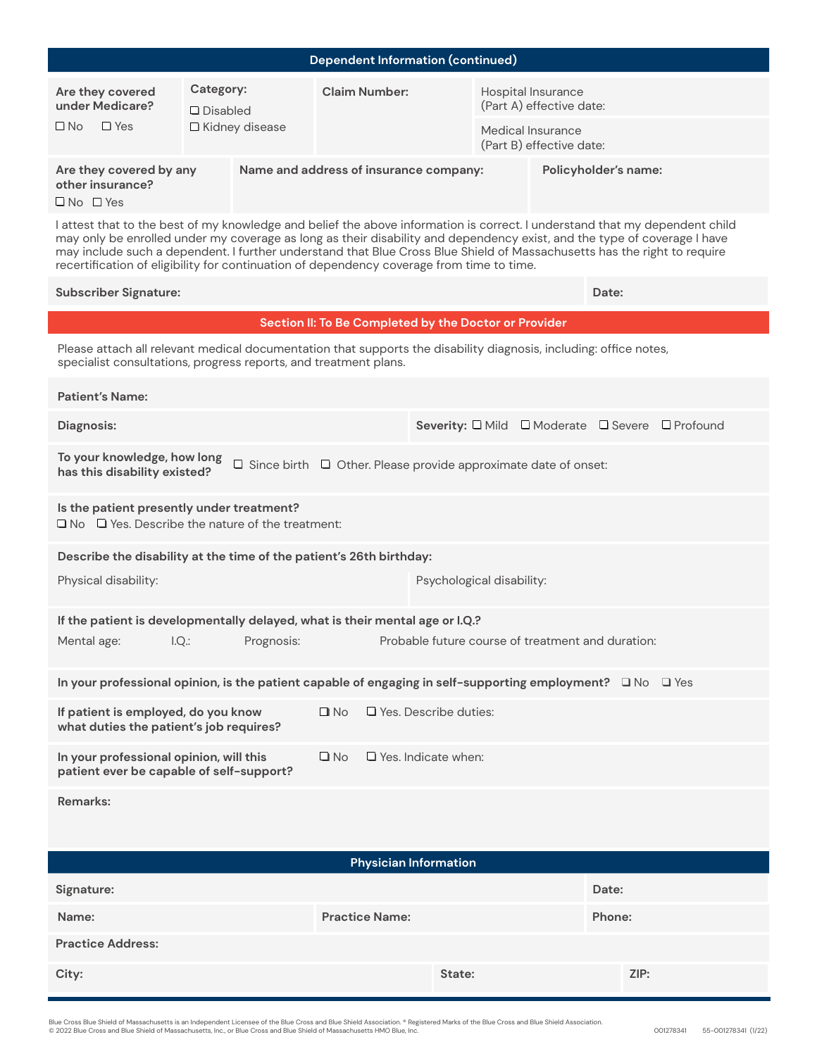## Dependent Information (continued)

| | | | |
|---|---|---|---|
| **Are they covered under Medicare?** ☐ No ☐ Yes | **Category:** ☐ Disabled ☐ Kidney disease | **Claim Number:** | Hospital Insurance (Part A) effective date: |
| | | | Medical Insurance (Part B) effective date: |

| | | |
|---|---|---|
| **Are they covered by any other insurance?** ☐ No ☐ Yes | **Name and address of insurance company:** | **Policyholder's name:** |

I attest that to the best of my knowledge and belief the above information is correct. I understand that my dependent child may only be enrolled under my coverage as long as their disability and dependency exist, and the type of coverage I have may include such a dependent. I further understand that Blue Cross Blue Shield of Massachusetts has the right to require recertification of eligibility for continuation of dependency coverage from time to time.

**Subscriber Signature:** **Date:**

## Section II: To Be Completed by the Doctor or Provider

Please attach all relevant medical documentation that supports the disability diagnosis, including: office notes, specialist consultations, progress reports, and treatment plans.

**Patient's Name:**

**Diagnosis:** **Severity:** ☐ Mild ☐ Moderate ☐ Severe ☐ Profound

**To your knowledge, how long has this disability existed?** ☐ Since birth ☐ Other. Please provide approximate date of onset:

**Is the patient presently under treatment?**
☐ No ☐ Yes. Describe the nature of the treatment:

**Describe the disability at the time of the patient's 26th birthday:**

Physical disability: Psychological disability:

**If the patient is developmentally delayed, what is their mental age or I.Q.?**

Mental age: I.Q.: Prognosis: Probable future course of treatment and duration:

**In your professional opinion, is the patient capable of engaging in self-supporting employment?** ☐ No ☐ Yes

**If patient is employed, do you know what duties the patient's job requires?** ☐ No ☐ Yes. Describe duties:

**In your professional opinion, will this patient ever be capable of self-support?** ☐ No ☐ Yes. Indicate when:

**Remarks:**

## Physician Information

| | | |
|---|---|---|
| **Signature:** | | **Date:** |
| **Name:** | **Practice Name:** | **Phone:** |
| **Practice Address:** | | |
| **City:** | **State:** | **ZIP:** |

Blue Cross Blue Shield of Massachusetts is an Independent Licensee of the Blue Cross and Blue Shield Association. ® Registered Marks of the Blue Cross and Blue Shield Association.
© 2022 Blue Cross and Blue Shield of Massachusetts, Inc., or Blue Cross and Blue Shield of Massachusetts HMO Blue, Inc. 001278341 55-001278341 (1/22)